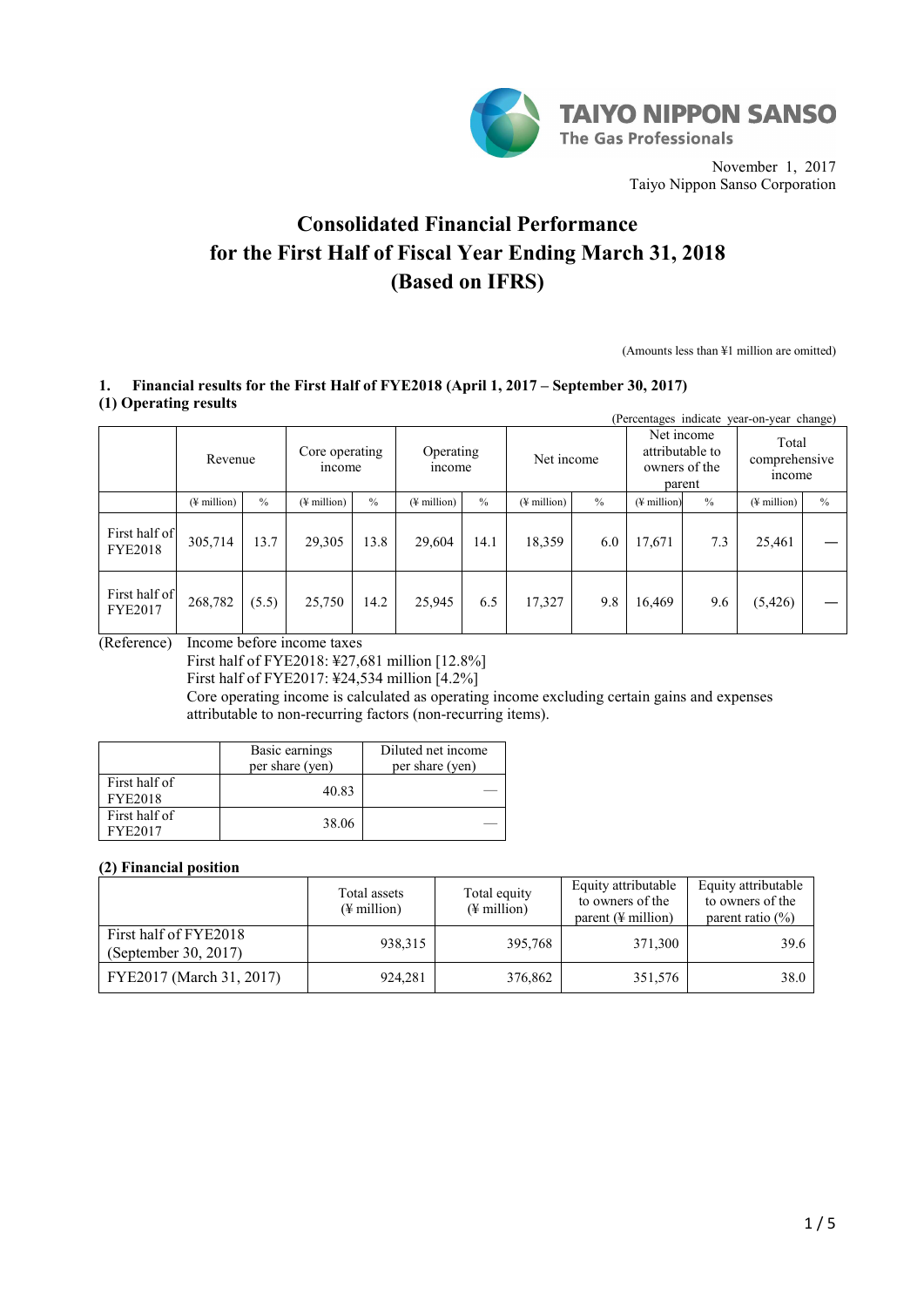TAIYO NIPPON SANSO
The Gas Professionals

November 1, 2017
Taiyo Nippon Sanso Corporation

# Consolidated Financial Performance for the First Half of Fiscal Year Ending March 31, 2018 (Based on IFRS)

(Amounts less than ¥1 million are omitted)

### 1. Financial results for the First Half of FYE2018 (April 1, 2017 – September 30, 2017)

**(1) Operating results**

(Percentages indicate year-on-year change)

| | Revenue | | Core operating income | | Operating income | | Net income | | Net income attributable to owners of the parent | | Total comprehensive income | |
|---|---|---|---|---|---|---|---|---|---|---|---|---|
| | (¥ million) | % | (¥ million) | % | (¥ million) | % | (¥ million) | % | (¥ million) | % | (¥ million) | % |
| First half of FYE2018 | 305,714 | 13.7 | 29,305 | 13.8 | 29,604 | 14.1 | 18,359 | 6.0 | 17,671 | 7.3 | 25,461 | — |
| First half of FYE2017 | 268,782 | (5.5) | 25,750 | 14.2 | 25,945 | 6.5 | 17,327 | 9.8 | 16,469 | 9.6 | (5,426) | — |

(Reference) Income before income taxes
First half of FYE2018: ¥27,681 million [12.8%]
First half of FYE2017: ¥24,534 million [4.2%]
Core operating income is calculated as operating income excluding certain gains and expenses attributable to non-recurring factors (non-recurring items).

| | Basic earnings per share (yen) | Diluted net income per share (yen) |
|---|---|---|
| First half of FYE2018 | 40.83 | — |
| First half of FYE2017 | 38.06 | — |

**(2) Financial position**

| | Total assets (¥ million) | Total equity (¥ million) | Equity attributable to owners of the parent (¥ million) | Equity attributable to owners of the parent ratio (%) |
|---|---|---|---|---|
| First half of FYE2018 (September 30, 2017) | 938,315 | 395,768 | 371,300 | 39.6 |
| FYE2017 (March 31, 2017) | 924,281 | 376,862 | 351,576 | 38.0 |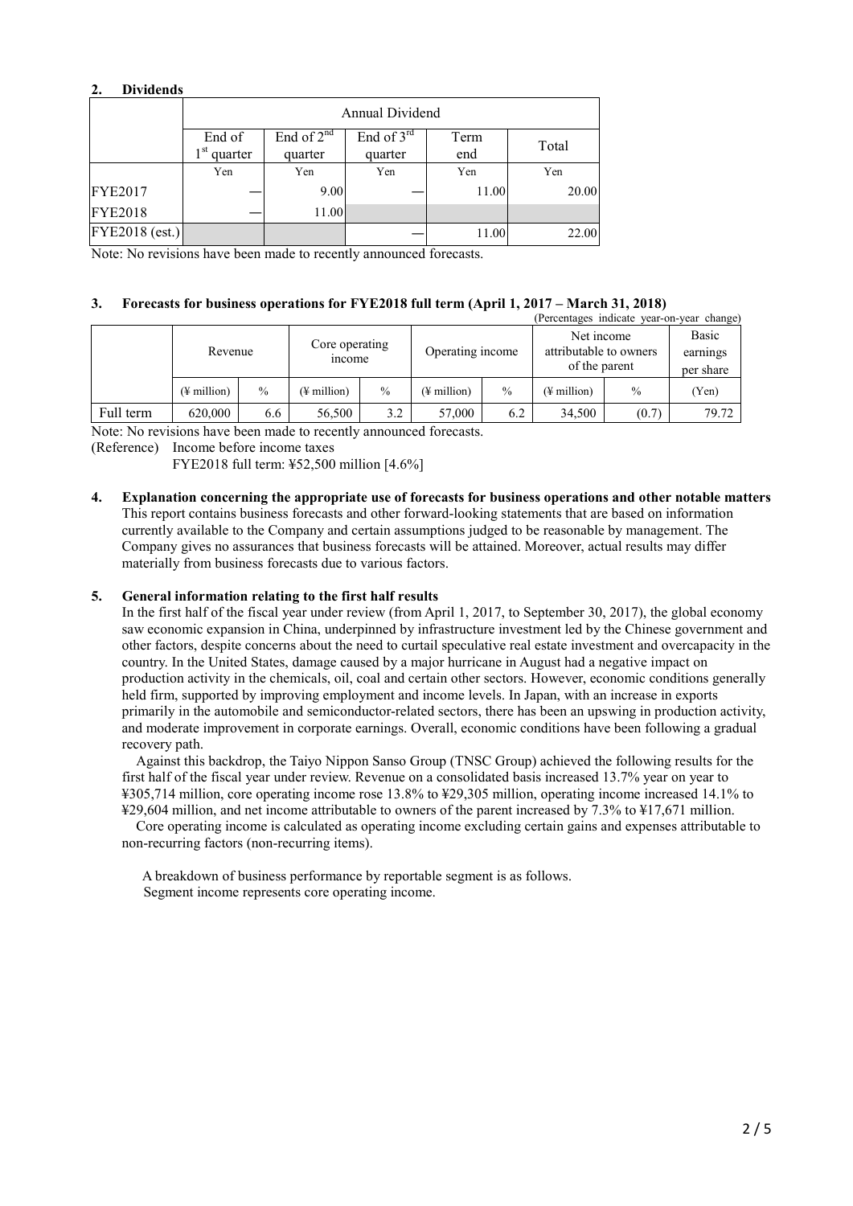## 2. Dividends

| | Annual Dividend | | | | |
|---|---|---|---|---|---|
| | End of 1st quarter | End of 2nd quarter | End of 3rd quarter | Term end | Total |
| | Yen | Yen | Yen | Yen | Yen |
| FYE2017 | — | 9.00 | — | 11.00 | 20.00 |
| FYE2018 | — | 11.00 | | | |
| FYE2018 (est.) | | | — | 11.00 | 22.00 |

Note: No revisions have been made to recently announced forecasts.

## 3. Forecasts for business operations for FYE2018 full term (April 1, 2017 – March 31, 2018)

(Percentages indicate year-on-year change)

| | Revenue | | Core operating income | | Operating income | | Net income attributable to owners of the parent | | Basic earnings per share |
|---|---|---|---|---|---|---|---|---|---|
| | (¥ million) | % | (¥ million) | % | (¥ million) | % | (¥ million) | % | (Yen) |
| Full term | 620,000 | 6.6 | 56,500 | 3.2 | 57,000 | 6.2 | 34,500 | (0.7) | 79.72 |

Note: No revisions have been made to recently announced forecasts.

(Reference) Income before income taxes

FYE2018 full term: ¥52,500 million [4.6%]

## 4. Explanation concerning the appropriate use of forecasts for business operations and other notable matters

This report contains business forecasts and other forward-looking statements that are based on information currently available to the Company and certain assumptions judged to be reasonable by management. The Company gives no assurances that business forecasts will be attained. Moreover, actual results may differ materially from business forecasts due to various factors.

## 5. General information relating to the first half results

In the first half of the fiscal year under review (from April 1, 2017, to September 30, 2017), the global economy saw economic expansion in China, underpinned by infrastructure investment led by the Chinese government and other factors, despite concerns about the need to curtail speculative real estate investment and overcapacity in the country. In the United States, damage caused by a major hurricane in August had a negative impact on production activity in the chemicals, oil, coal and certain other sectors. However, economic conditions generally held firm, supported by improving employment and income levels. In Japan, with an increase in exports primarily in the automobile and semiconductor-related sectors, there has been an upswing in production activity, and moderate improvement in corporate earnings. Overall, economic conditions have been following a gradual recovery path.

Against this backdrop, the Taiyo Nippon Sanso Group (TNSC Group) achieved the following results for the first half of the fiscal year under review. Revenue on a consolidated basis increased 13.7% year on year to ¥305,714 million, core operating income rose 13.8% to ¥29,305 million, operating income increased 14.1% to ¥29,604 million, and net income attributable to owners of the parent increased by 7.3% to ¥17,671 million.

Core operating income is calculated as operating income excluding certain gains and expenses attributable to non-recurring factors (non-recurring items).

A breakdown of business performance by reportable segment is as follows.
Segment income represents core operating income.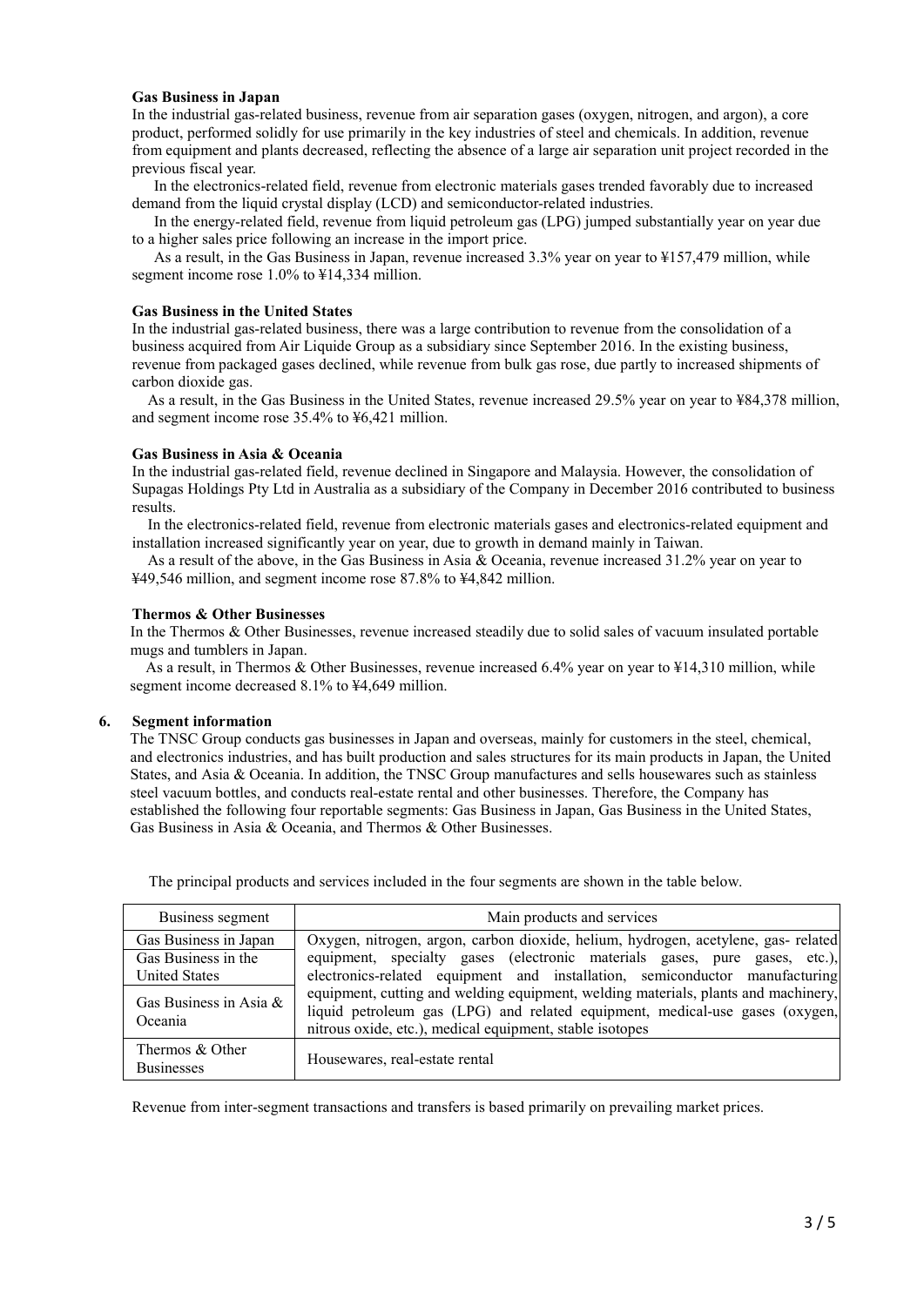**Gas Business in Japan**

In the industrial gas-related business, revenue from air separation gases (oxygen, nitrogen, and argon), a core product, performed solidly for use primarily in the key industries of steel and chemicals. In addition, revenue from equipment and plants decreased, reflecting the absence of a large air separation unit project recorded in the previous fiscal year.

In the electronics-related field, revenue from electronic materials gases trended favorably due to increased demand from the liquid crystal display (LCD) and semiconductor-related industries.

In the energy-related field, revenue from liquid petroleum gas (LPG) jumped substantially year on year due to a higher sales price following an increase in the import price.

As a result, in the Gas Business in Japan, revenue increased 3.3% year on year to ¥157,479 million, while segment income rose 1.0% to ¥14,334 million.

**Gas Business in the United States**

In the industrial gas-related business, there was a large contribution to revenue from the consolidation of a business acquired from Air Liquide Group as a subsidiary since September 2016. In the existing business, revenue from packaged gases declined, while revenue from bulk gas rose, due partly to increased shipments of carbon dioxide gas.

As a result, in the Gas Business in the United States, revenue increased 29.5% year on year to ¥84,378 million, and segment income rose 35.4% to ¥6,421 million.

**Gas Business in Asia & Oceania**

In the industrial gas-related field, revenue declined in Singapore and Malaysia. However, the consolidation of Supagas Holdings Pty Ltd in Australia as a subsidiary of the Company in December 2016 contributed to business results.

In the electronics-related field, revenue from electronic materials gases and electronics-related equipment and installation increased significantly year on year, due to growth in demand mainly in Taiwan.

As a result of the above, in the Gas Business in Asia & Oceania, revenue increased 31.2% year on year to ¥49,546 million, and segment income rose 87.8% to ¥4,842 million.

**Thermos & Other Businesses**

In the Thermos & Other Businesses, revenue increased steadily due to solid sales of vacuum insulated portable mugs and tumblers in Japan.

As a result, in Thermos & Other Businesses, revenue increased 6.4% year on year to ¥14,310 million, while segment income decreased 8.1% to ¥4,649 million.

**6. Segment information**

The TNSC Group conducts gas businesses in Japan and overseas, mainly for customers in the steel, chemical, and electronics industries, and has built production and sales structures for its main products in Japan, the United States, and Asia & Oceania. In addition, the TNSC Group manufactures and sells housewares such as stainless steel vacuum bottles, and conducts real-estate rental and other businesses. Therefore, the Company has established the following four reportable segments: Gas Business in Japan, Gas Business in the United States, Gas Business in Asia & Oceania, and Thermos & Other Businesses.

The principal products and services included in the four segments are shown in the table below.

| Business segment | Main products and services |
|---|---|
| Gas Business in Japan | Oxygen, nitrogen, argon, carbon dioxide, helium, hydrogen, acetylene, gas- related equipment, specialty gases (electronic materials gases, pure gases, etc.), electronics-related equipment and installation, semiconductor manufacturing equipment, cutting and welding equipment, welding materials, plants and machinery, liquid petroleum gas (LPG) and related equipment, medical-use gases (oxygen, nitrous oxide, etc.), medical equipment, stable isotopes |
| Gas Business in the United States | |
| Gas Business in Asia & Oceania | |
| Thermos & Other Businesses | Housewares, real-estate rental |

Revenue from inter-segment transactions and transfers is based primarily on prevailing market prices.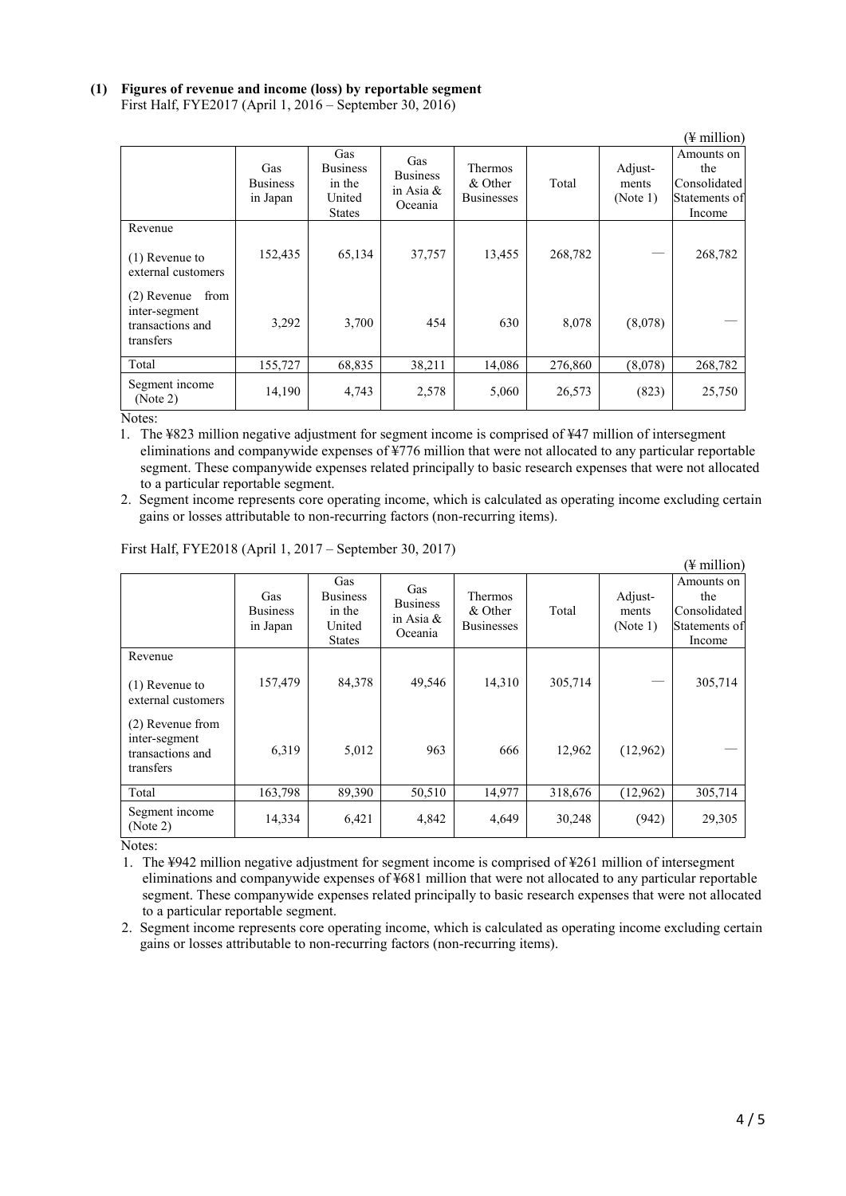**(1) Figures of revenue and income (loss) by reportable segment**

First Half, FYE2017 (April 1, 2016 – September 30, 2016)

(¥ million)

| | Gas Business in Japan | Gas Business in the United States | Gas Business in Asia & Oceania | Thermos & Other Businesses | Total | Adjust-ments (Note 1) | Amounts on the Consolidated Statements of Income |
|---|---|---|---|---|---|---|---|
| Revenue | | | | | | | |
| (1) Revenue to external customers | 152,435 | 65,134 | 37,757 | 13,455 | 268,782 | — | 268,782 |
| (2) Revenue from inter-segment transactions and transfers | 3,292 | 3,700 | 454 | 630 | 8,078 | (8,078) | — |
| Total | 155,727 | 68,835 | 38,211 | 14,086 | 276,860 | (8,078) | 268,782 |
| Segment income (Note 2) | 14,190 | 4,743 | 2,578 | 5,060 | 26,573 | (823) | 25,750 |

Notes:

1. The ¥823 million negative adjustment for segment income is comprised of ¥47 million of intersegment eliminations and companywide expenses of ¥776 million that were not allocated to any particular reportable segment. These companywide expenses related principally to basic research expenses that were not allocated to a particular reportable segment.
2. Segment income represents core operating income, which is calculated as operating income excluding certain gains or losses attributable to non-recurring factors (non-recurring items).

First Half, FYE2018 (April 1, 2017 – September 30, 2017)

(¥ million)

| | Gas Business in Japan | Gas Business in the United States | Gas Business in Asia & Oceania | Thermos & Other Businesses | Total | Adjust-ments (Note 1) | Amounts on the Consolidated Statements of Income |
|---|---|---|---|---|---|---|---|
| Revenue | | | | | | | |
| (1) Revenue to external customers | 157,479 | 84,378 | 49,546 | 14,310 | 305,714 | — | 305,714 |
| (2) Revenue from inter-segment transactions and transfers | 6,319 | 5,012 | 963 | 666 | 12,962 | (12,962) | — |
| Total | 163,798 | 89,390 | 50,510 | 14,977 | 318,676 | (12,962) | 305,714 |
| Segment income (Note 2) | 14,334 | 6,421 | 4,842 | 4,649 | 30,248 | (942) | 29,305 |

Notes:

1. The ¥942 million negative adjustment for segment income is comprised of ¥261 million of intersegment eliminations and companywide expenses of ¥681 million that were not allocated to any particular reportable segment. These companywide expenses related principally to basic research expenses that were not allocated to a particular reportable segment.
2. Segment income represents core operating income, which is calculated as operating income excluding certain gains or losses attributable to non-recurring factors (non-recurring items).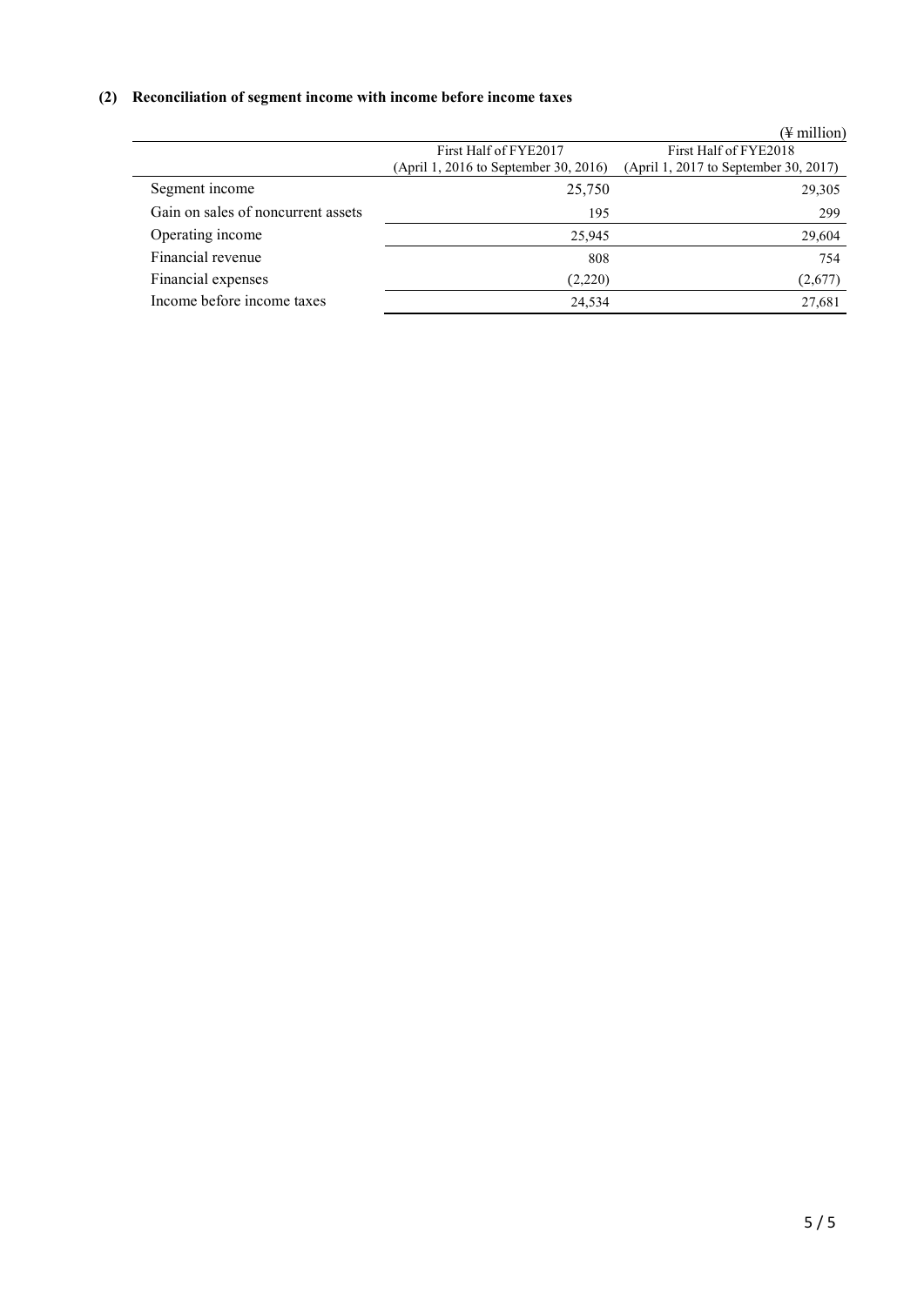### (2) Reconciliation of segment income with income before income taxes

(¥ million)

| | First Half of FYE2017 (April 1, 2016 to September 30, 2016) | First Half of FYE2018 (April 1, 2017 to September 30, 2017) |
|---|---|---|
| Segment income | 25,750 | 29,305 |
| Gain on sales of noncurrent assets | 195 | 299 |
| Operating income | 25,945 | 29,604 |
| Financial revenue | 808 | 754 |
| Financial expenses | (2,220) | (2,677) |
| Income before income taxes | 24,534 | 27,681 |